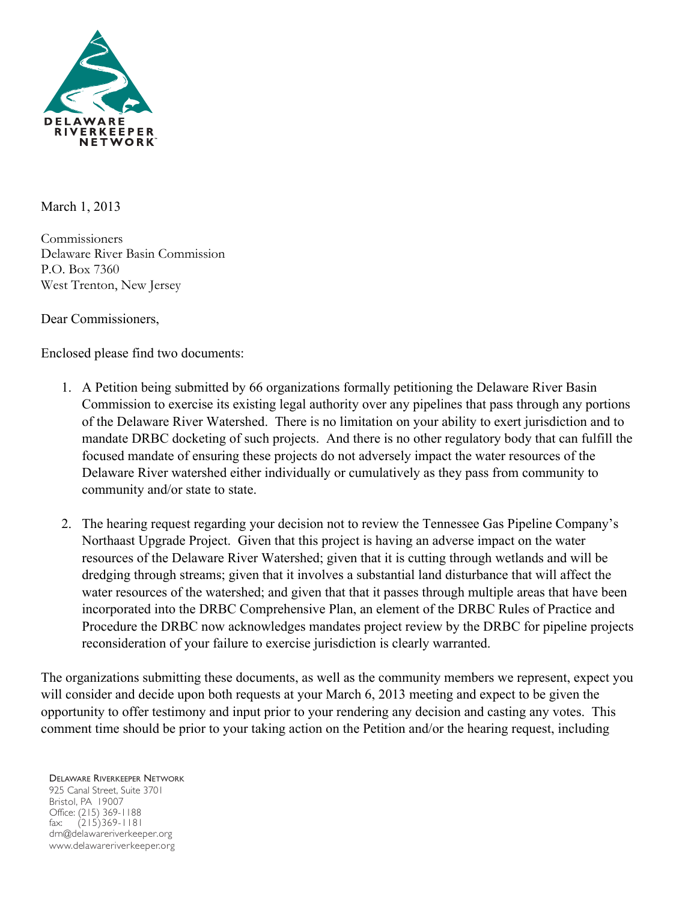DELAWARE RIVERKEEPER NETWORK

March 1, 2013

Commissioners
Delaware River Basin Commission
P.O. Box 7360
West Trenton, New Jersey

Dear Commissioners,

Enclosed please find two documents:

1. A Petition being submitted by 66 organizations formally petitioning the Delaware River Basin Commission to exercise its existing legal authority over any pipelines that pass through any portions of the Delaware River Watershed. There is no limitation on your ability to exert jurisdiction and to mandate DRBC docketing of such projects. And there is no other regulatory body that can fulfill the focused mandate of ensuring these projects do not adversely impact the water resources of the Delaware River watershed either individually or cumulatively as they pass from community to community and/or state to state.

2. The hearing request regarding your decision not to review the Tennessee Gas Pipeline Company's Northaast Upgrade Project. Given that this project is having an adverse impact on the water resources of the Delaware River Watershed; given that it is cutting through wetlands and will be dredging through streams; given that it involves a substantial land disturbance that will affect the water resources of the watershed; and given that that it passes through multiple areas that have been incorporated into the DRBC Comprehensive Plan, an element of the DRBC Rules of Practice and Procedure the DRBC now acknowledges mandates project review by the DRBC for pipeline projects reconsideration of your failure to exercise jurisdiction is clearly warranted.

The organizations submitting these documents, as well as the community members we represent, expect you will consider and decide upon both requests at your March 6, 2013 meeting and expect to be given the opportunity to offer testimony and input prior to your rendering any decision and casting any votes. This comment time should be prior to your taking action on the Petition and/or the hearing request, including

DELAWARE RIVERKEEPER NETWORK
925 Canal Street, Suite 3701
Bristol, PA 19007
Office: (215) 369-1188
fax: (215)369-1181
drn@delawareriverkeeper.org
www.delawareriverkeeper.org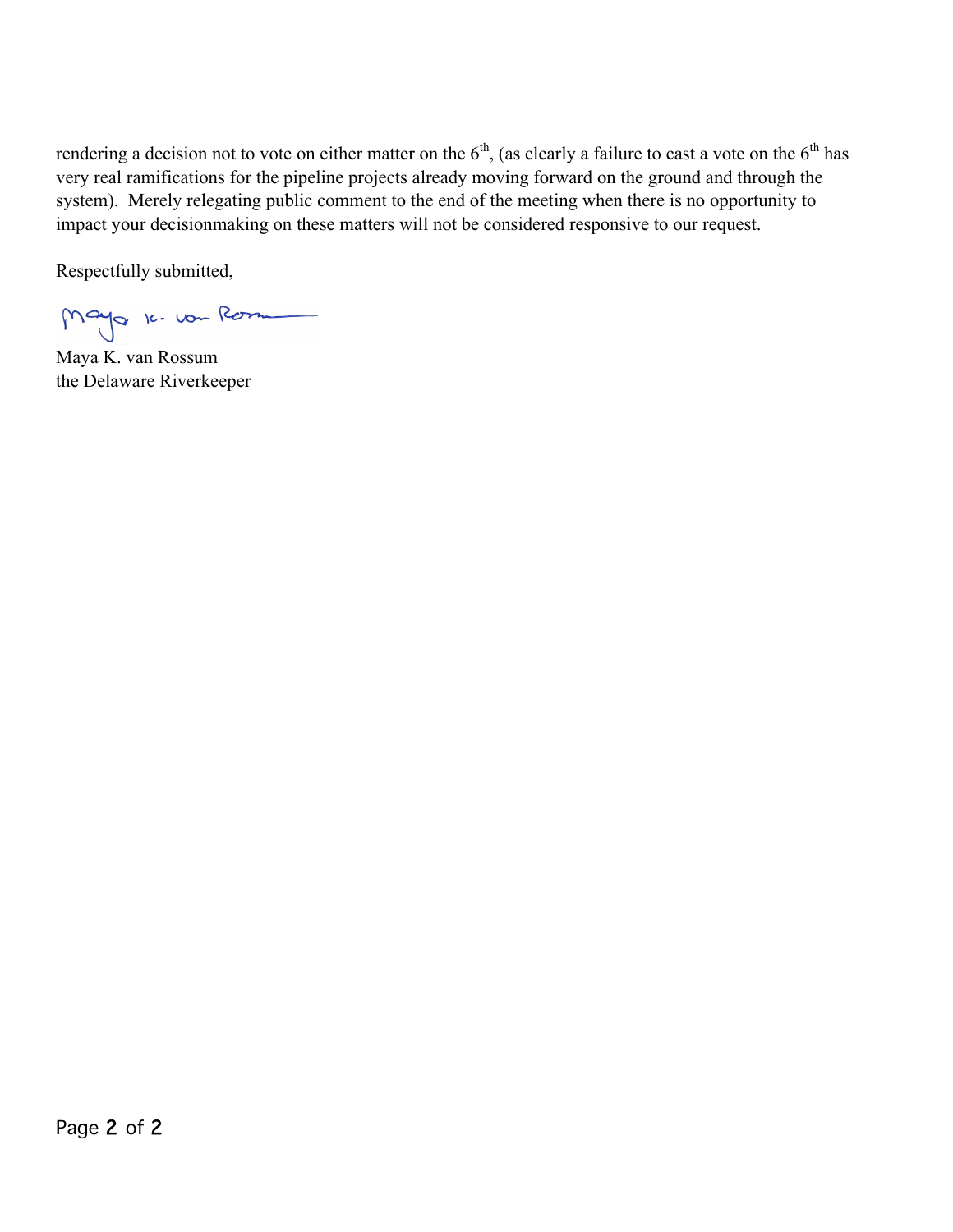rendering a decision not to vote on either matter on the 6th, (as clearly a failure to cast a vote on the 6th has very real ramifications for the pipeline projects already moving forward on the ground and through the system). Merely relegating public comment to the end of the meeting when there is no opportunity to impact your decisionmaking on these matters will not be considered responsive to our request.

Respectfully submitted,

Maya K. van Rossum
the Delaware Riverkeeper